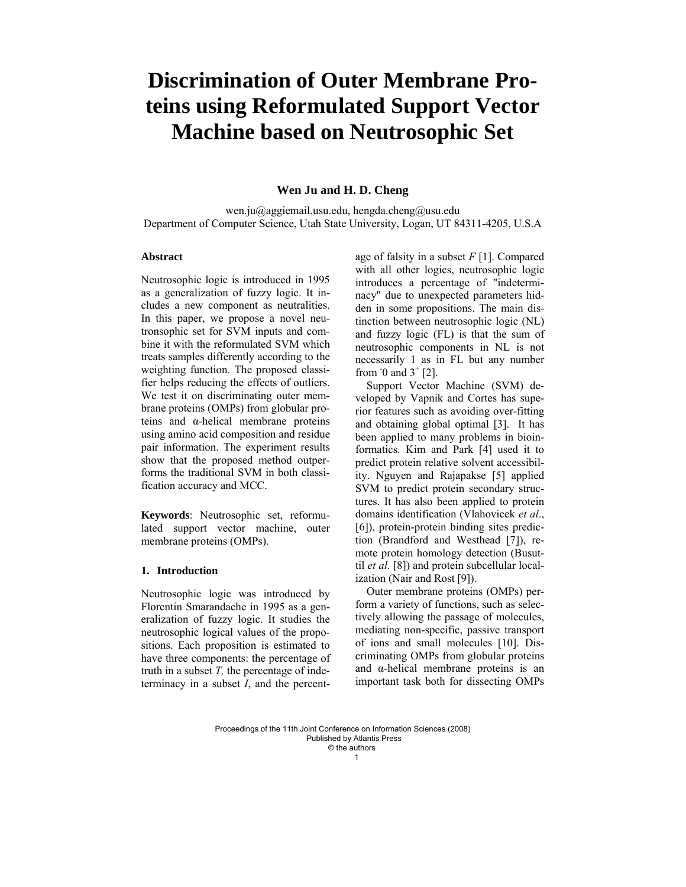# Discrimination of Outer Membrane Proteins using Reformulated Support Vector Machine based on Neutrosophic Set

**Wen Ju and H. D. Cheng**

wen.ju@aggiemail.usu.edu, hengda.cheng@usu.edu
Department of Computer Science, Utah State University, Logan, UT 84311-4205, U.S.A

### Abstract

Neutrosophic logic is introduced in 1995 as a generalization of fuzzy logic. It includes a new component as neutralities. In this paper, we propose a novel neutronsophic set for SVM inputs and combine it with the reformulated SVM which treats samples differently according to the weighting function. The proposed classifier helps reducing the effects of outliers. We test it on discriminating outer membrane proteins (OMPs) from globular proteins and α-helical membrane proteins using amino acid composition and residue pair information. The experiment results show that the proposed method outperforms the traditional SVM in both classification accuracy and MCC.

**Keywords**: Neutrosophic set, reformulated support vector machine, outer membrane proteins (OMPs).

## 1. Introduction

Neutrosophic logic was introduced by Florentin Smarandache in 1995 as a generalization of fuzzy logic. It studies the neutrosophic logical values of the propositions. Each proposition is estimated to have three components: the percentage of truth in a subset *T,* the percentage of indeterminacy in a subset *I*, and the percentage of falsity in a subset *F* [1]. Compared with all other logics, neutrosophic logic introduces a percentage of "indeterminacy" due to unexpected parameters hidden in some propositions. The main distinction between neutrosophic logic (NL) and fuzzy logic (FL) is that the sum of neutrosophic components in NL is not necessarily 1 as in FL but any number from $^{-}0$ and $3^{+}$ [2].

Support Vector Machine (SVM) developed by Vapnik and Cortes has superior features such as avoiding over-fitting and obtaining global optimal [3]. It has been applied to many problems in bioinformatics. Kim and Park [4] used it to predict protein relative solvent accessibility. Nguyen and Rajapakse [5] applied SVM to predict protein secondary structures. It has also been applied to protein domains identification (Vlahovicek *et al*., [6]), protein-protein binding sites prediction (Brandford and Westhead [7]), remote protein homology detection (Busuttil *et al*. [8]) and protein subcellular localization (Nair and Rost [9]).

Outer membrane proteins (OMPs) perform a variety of functions, such as selectively allowing the passage of molecules, mediating non-specific, passive transport of ions and small molecules [10]. Discriminating OMPs from globular proteins and α-helical membrane proteins is an important task both for dissecting OMPs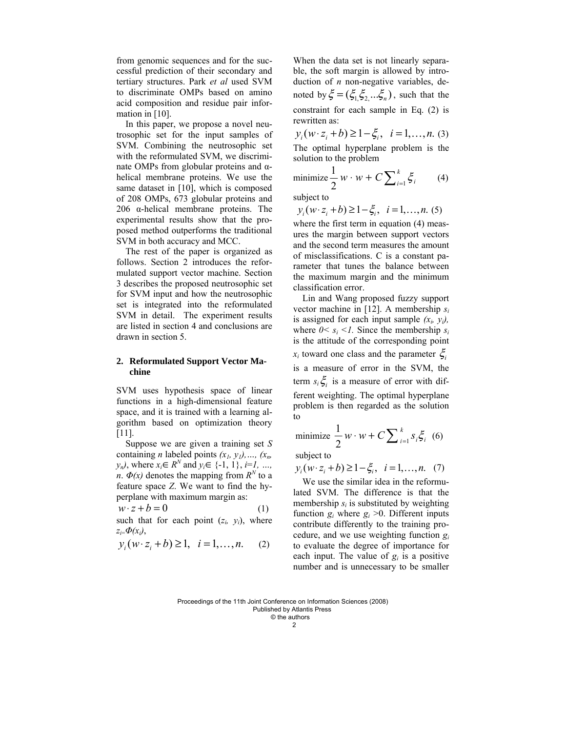from genomic sequences and for the successful prediction of their secondary and tertiary structures. Park *et al* used SVM to discriminate OMPs based on amino acid composition and residue pair information in [10].

In this paper, we propose a novel neutrosophic set for the input samples of SVM. Combining the neutrosophic set with the reformulated SVM, we discriminate OMPs from globular proteins and α-helical membrane proteins. We use the same dataset in [10], which is composed of 208 OMPs, 673 globular proteins and 206 α-helical membrane proteins. The experimental results show that the proposed method outperforms the traditional SVM in both accuracy and MCC.

The rest of the paper is organized as follows. Section 2 introduces the reformulated support vector machine. Section 3 describes the proposed neutrosophic set for SVM input and how the neutrosophic set is integrated into the reformulated SVM in detail. The experiment results are listed in section 4 and conclusions are drawn in section 5.

## 2. Reformulated Support Vector Machine

SVM uses hypothesis space of linear functions in a high-dimensional feature space, and it is trained with a learning algorithm based on optimization theory [11].

Suppose we are given a training set *S* containing *n* labeled points $(x_1, y_1), \ldots, (x_n, y_n)$, where $x_i \in R^N$ and $y_i \in \{-1, 1\}$, $i=1, \ldots, n$. $\Phi(x)$ denotes the mapping from $R^N$ to a feature space *Z*. We want to find the hyperplane with maximum margin as:

$$w \cdot z + b = 0 \quad (1)$$

such that for each point $(z_i, y_i)$, where $z_i = \Phi(x_i)$,

$$y_i(w \cdot z_i + b) \geq 1, \quad i = 1, \ldots, n. \quad (2)$$

When the data set is not linearly separable, the soft margin is allowed by introduction of *n* non-negative variables, denoted by $\xi = (\xi_1, \xi_2, \ldots \xi_n)$, such that the constraint for each sample in Eq. (2) is rewritten as:

$$y_i(w \cdot z_i + b) \geq 1 - \xi_i, \quad i = 1, \ldots, n. \quad (3)$$

The optimal hyperplane problem is the solution to the problem

$$\text{minimize} \frac{1}{2} w \cdot w + C \sum_{i=1}^{k} \xi_i \quad (4)$$

subject to

$$y_i(w \cdot z_i + b) \geq 1 - \xi_i, \quad i = 1, \ldots, n. \quad (5)$$

where the first term in equation (4) measures the margin between support vectors and the second term measures the amount of misclassifications. C is a constant parameter that tunes the balance between the maximum margin and the minimum classification error.

Lin and Wang proposed fuzzy support vector machine in [12]. A membership $s_i$ is assigned for each input sample $(x_i, y_i)$, where $0 < s_i < 1$. Since the membership $s_i$ is the attitude of the corresponding point $x_i$ toward one class and the parameter $\xi_i$ is a measure of error in the SVM, the term $s_i \xi_i$ is a measure of error with different weighting. The optimal hyperplane problem is then regarded as the solution to

$$\text{minimize} \ \frac{1}{2} w \cdot w + C \sum_{i=1}^{k} s_i \xi_i \quad (6)$$

subject to

$$y_i(w \cdot z_i + b) \geq 1 - \xi_i, \quad i = 1, \ldots, n. \quad (7)$$

We use the similar idea in the reformulated SVM. The difference is that the membership $s_i$ is substituted by weighting function $g_i$ where $g_i > 0$. Different inputs contribute differently to the training procedure, and we use weighting function $g_i$ to evaluate the degree of importance for each input. The value of $g_i$ is a positive number and is unnecessary to be smaller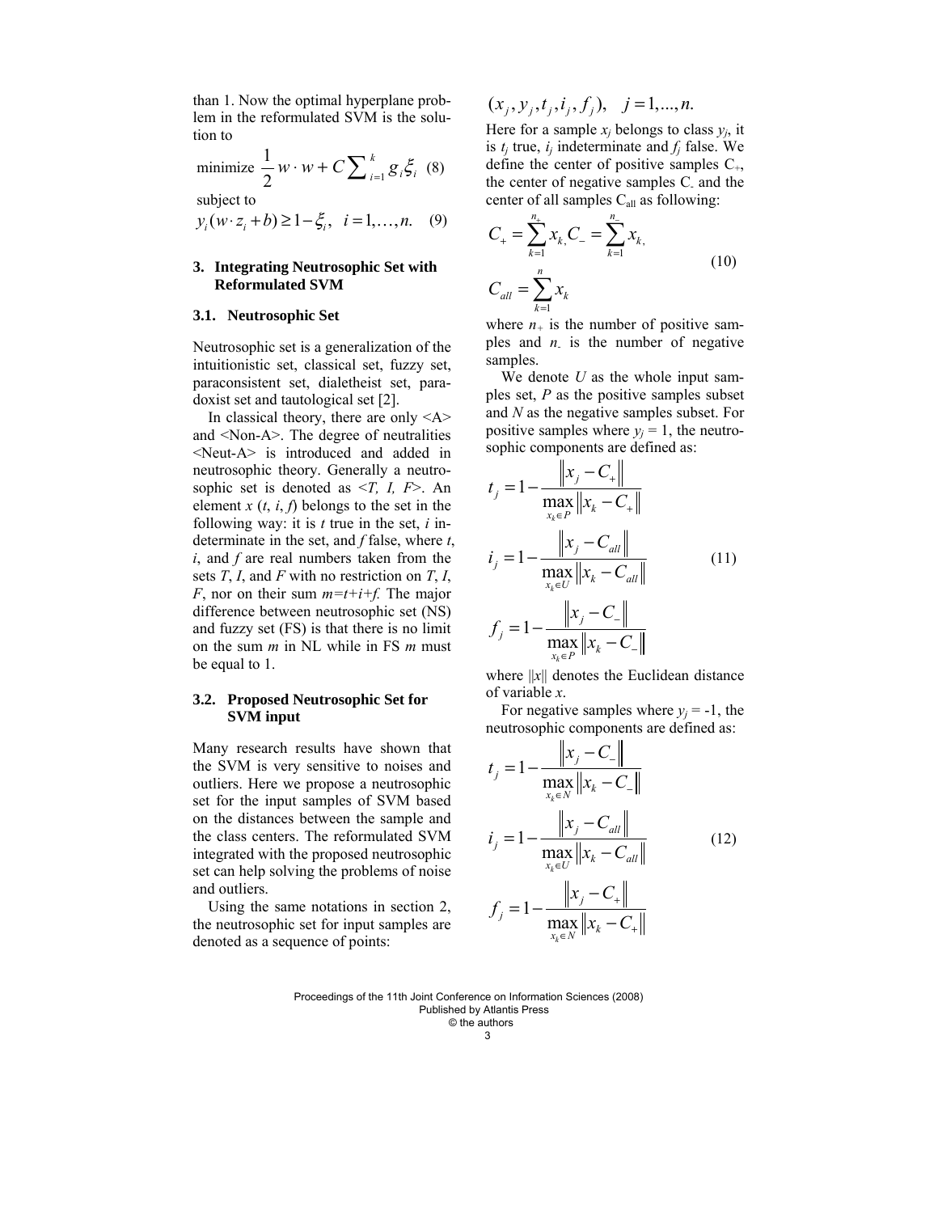than 1. Now the optimal hyperplane problem in the reformulated SVM is the solution to

$$\text{minimize } \frac{1}{2} w \cdot w + C \sum_{i=1}^{k} g_i \xi_i \quad (8)$$

subject to

$$y_i (w \cdot z_i + b) \geq 1 - \xi_i, \quad i = 1, \ldots, n. \quad (9)$$

## 3. Integrating Neutrosophic Set with Reformulated SVM

### 3.1. Neutrosophic Set

Neutrosophic set is a generalization of the intuitionistic set, classical set, fuzzy set, paraconsistent set, dialetheist set, paradoxist set and tautological set [2].

In classical theory, there are only <A> and <Non-A>. The degree of neutralities <Neut-A> is introduced and added in neutrosophic theory. Generally a neutrosophic set is denoted as <*T, I, F*>. An element $x$ ($t$, $i$, $f$) belongs to the set in the following way: it is $t$ true in the set, $i$ indeterminate in the set, and $f$ false, where $t$, $i$, and $f$ are real numbers taken from the sets $T$, $I$, and $F$ with no restriction on $T$, $I$, $F$, nor on their sum $m=t+i+f$. The major difference between neutrosophic set (NS) and fuzzy set (FS) is that there is no limit on the sum $m$ in NL while in FS $m$ must be equal to 1.

### 3.2. Proposed Neutrosophic Set for SVM input

Many research results have shown that the SVM is very sensitive to noises and outliers. Here we propose a neutrosophic set for the input samples of SVM based on the distances between the sample and the class centers. The reformulated SVM integrated with the proposed neutrosophic set can help solving the problems of noise and outliers.

Using the same notations in section 2, the neutrosophic set for input samples are denoted as a sequence of points:

$$(x_j, y_j, t_j, i_j, f_j), \quad j = 1, ..., n.$$

Here for a sample $x_j$ belongs to class $y_j$, it is $t_j$ true, $i_j$ indeterminate and $f_j$ false. We define the center of positive samples $C_+$, the center of negative samples $C_-$ and the center of all samples $C_{all}$ as following:

$$C_+ = \sum_{k=1}^{n_+} x_k, C_- = \sum_{k=1}^{n_-} x_k, \qquad C_{all} = \sum_{k=1}^{n} x_k \quad (10)$$

where $n_+$ is the number of positive samples and $n_-$ is the number of negative samples.

We denote $U$ as the whole input samples set, $P$ as the positive samples subset and $N$ as the negative samples subset. For positive samples where $y_j = 1$, the neutrosophic components are defined as:

$$t_j = 1 - \frac{\|x_j - C_+\|}{\max_{x_k \in P} \|x_k - C_+\|}$$
$$i_j = 1 - \frac{\|x_j - C_{all}\|}{\max_{x_k \in U} \|x_k - C_{all}\|} \quad (11)$$
$$f_j = 1 - \frac{\|x_j - C_-\|}{\max_{x_k \in P} \|x_k - C_-\|}$$

where $\|x\|$ denotes the Euclidean distance of variable $x$.

For negative samples where $y_j = -1$, the neutrosophic components are defined as:

$$t_j = 1 - \frac{\|x_j - C_-\|}{\max_{x_k \in N} \|x_k - C_-\|}$$
$$i_j = 1 - \frac{\|x_j - C_{all}\|}{\max_{x_k \in U} \|x_k - C_{all}\|} \quad (12)$$
$$f_j = 1 - \frac{\|x_j - C_+\|}{\max_{x_k \in N} \|x_k - C_+\|}$$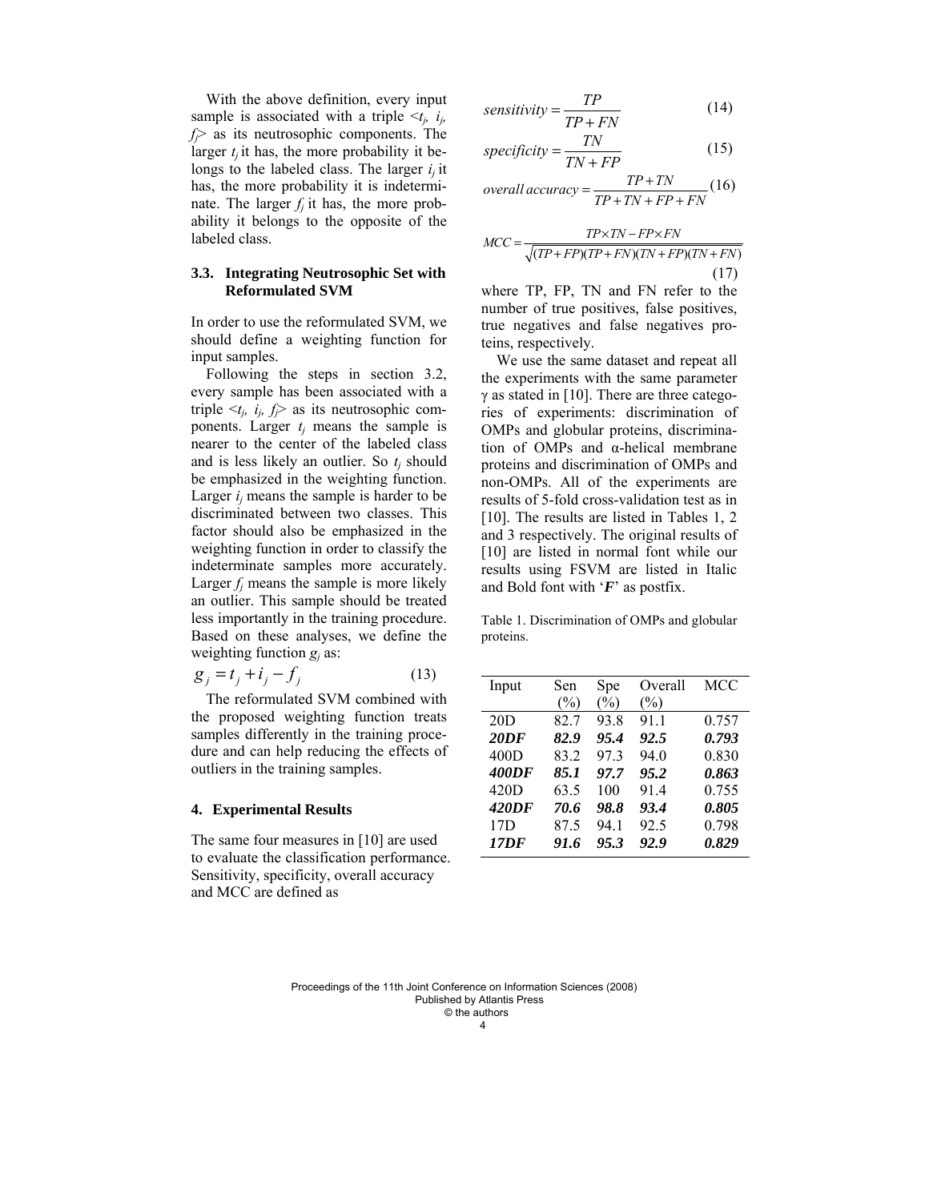With the above definition, every input sample is associated with a triple $<t_j, i_j, f_j>$ as its neutrosophic components. The larger $t_j$ it has, the more probability it belongs to the labeled class. The larger $i_j$ it has, the more probability it is indeterminate. The larger $f_j$ it has, the more probability it belongs to the opposite of the labeled class.

### 3.3. Integrating Neutrosophic Set with Reformulated SVM

In order to use the reformulated SVM, we should define a weighting function for input samples.

Following the steps in section 3.2, every sample has been associated with a triple $<t_j, i_j, f_j>$ as its neutrosophic components. Larger $t_j$ means the sample is nearer to the center of the labeled class and is less likely an outlier. So $t_j$ should be emphasized in the weighting function. Larger $i_j$ means the sample is harder to be discriminated between two classes. This factor should also be emphasized in the weighting function in order to classify the indeterminate samples more accurately. Larger $f_j$ means the sample is more likely an outlier. This sample should be treated less importantly in the training procedure. Based on these analyses, we define the weighting function $g_j$ as:

$$g_j = t_j + i_j - f_j \tag{13}$$

The reformulated SVM combined with the proposed weighting function treats samples differently in the training procedure and can help reducing the effects of outliers in the training samples.

## 4. Experimental Results

The same four measures in [10] are used to evaluate the classification performance. Sensitivity, specificity, overall accuracy and MCC are defined as

$$sensitivity = \frac{TP}{TP + FN} \tag{14}$$

$$specificity = \frac{TN}{TN + FP} \tag{15}$$

$$overall\ accuracy = \frac{TP + TN}{TP + TN + FP + FN} \tag{16}$$

$$MCC = \frac{TP \times TN - FP \times FN}{\sqrt{(TP + FP)(TP + FN)(TN + FP)(TN + FN)}} \tag{17}$$

where TP, FP, TN and FN refer to the number of true positives, false positives, true negatives and false negatives proteins, respectively.

We use the same dataset and repeat all the experiments with the same parameter γ as stated in [10]. There are three categories of experiments: discrimination of OMPs and globular proteins, discrimination of OMPs and α-helical membrane proteins and discrimination of OMPs and non-OMPs. All of the experiments are results of 5-fold cross-validation test as in [10]. The results are listed in Tables 1, 2 and 3 respectively. The original results of [10] are listed in normal font while our results using FSVM are listed in Italic and Bold font with '***F***' as postfix.

Table 1. Discrimination of OMPs and globular proteins.

| Input | Sen (%) | Spe (%) | Overall (%) | MCC |
|---|---|---|---|---|
| 20D | 82.7 | 93.8 | 91.1 | 0.757 |
| ***20DF*** | ***82.9*** | ***95.4*** | ***92.5*** | ***0.793*** |
| 400D | 83.2 | 97.3 | 94.0 | 0.830 |
| ***400DF*** | ***85.1*** | ***97.7*** | ***95.2*** | ***0.863*** |
| 420D | 63.5 | 100 | 91.4 | 0.755 |
| ***420DF*** | ***70.6*** | ***98.8*** | ***93.4*** | ***0.805*** |
| 17D | 87.5 | 94.1 | 92.5 | 0.798 |
| ***17DF*** | ***91.6*** | ***95.3*** | ***92.9*** | ***0.829*** |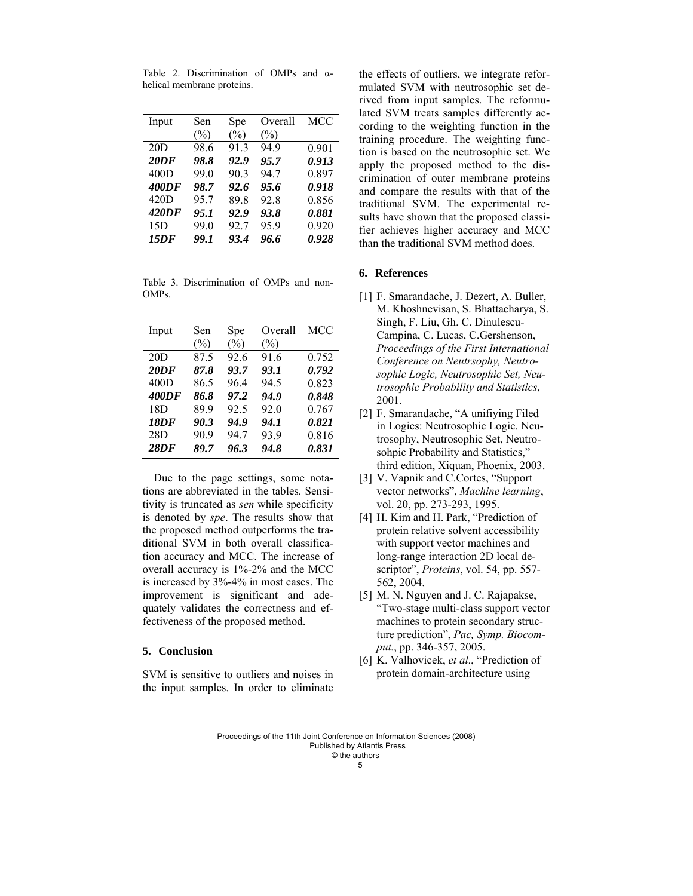Table 2. Discrimination of OMPs and α-helical membrane proteins.

| Input | Sen (%) | Spe (%) | Overall (%) | MCC |
|---|---|---|---|---|
| 20D | 98.6 | 91.3 | 94.9 | 0.901 |
| ***20DF*** | ***98.8*** | ***92.9*** | ***95.7*** | ***0.913*** |
| 400D | 99.0 | 90.3 | 94.7 | 0.897 |
| ***400DF*** | ***98.7*** | ***92.6*** | ***95.6*** | ***0.918*** |
| 420D | 95.7 | 89.8 | 92.8 | 0.856 |
| ***420DF*** | ***95.1*** | ***92.9*** | ***93.8*** | ***0.881*** |
| 15D | 99.0 | 92.7 | 95.9 | 0.920 |
| ***15DF*** | ***99.1*** | ***93.4*** | ***96.6*** | ***0.928*** |

Table 3. Discrimination of OMPs and non-OMPs.

| Input | Sen (%) | Spe (%) | Overall (%) | MCC |
|---|---|---|---|---|
| 20D | 87.5 | 92.6 | 91.6 | 0.752 |
| ***20DF*** | ***87.8*** | ***93.7*** | ***93.1*** | ***0.792*** |
| 400D | 86.5 | 96.4 | 94.5 | 0.823 |
| ***400DF*** | ***86.8*** | ***97.2*** | ***94.9*** | ***0.848*** |
| 18D | 89.9 | 92.5 | 92.0 | 0.767 |
| ***18DF*** | ***90.3*** | ***94.9*** | ***94.1*** | ***0.821*** |
| 28D | 90.9 | 94.7 | 93.9 | 0.816 |
| ***28DF*** | ***89.7*** | ***96.3*** | ***94.8*** | ***0.831*** |

Due to the page settings, some notations are abbreviated in the tables. Sensitivity is truncated as *sen* while specificity is denoted by *spe*. The results show that the proposed method outperforms the traditional SVM in both overall classification accuracy and MCC. The increase of overall accuracy is 1%-2% and the MCC is increased by 3%-4% in most cases. The improvement is significant and adequately validates the correctness and effectiveness of the proposed method.

## 5. Conclusion

SVM is sensitive to outliers and noises in the input samples. In order to eliminate the effects of outliers, we integrate reformulated SVM with neutrosophic set derived from input samples. The reformulated SVM treats samples differently according to the weighting function in the training procedure. The weighting function is based on the neutrosophic set. We apply the proposed method to the discrimination of outer membrane proteins and compare the results with that of the traditional SVM. The experimental results have shown that the proposed classifier achieves higher accuracy and MCC than the traditional SVM method does.

## 6. References

[1] F. Smarandache, J. Dezert, A. Buller, M. Khoshnevisan, S. Bhattacharya, S. Singh, F. Liu, Gh. C. Dinulescu-Campina, C. Lucas, C.Gershenson, *Proceedings of the First International Conference on Neutrsophy, Neutrosophic Logic, Neutrosophic Set, Neutrosophic Probability and Statistics*, 2001.

[2] F. Smarandache, "A unifiying Filed in Logics: Neutrosophic Logic. Neutrosophy, Neutrosophic Set, Neutrosohpic Probability and Statistics," third edition, Xiquan, Phoenix, 2003.

[3] V. Vapnik and C.Cortes, "Support vector networks", *Machine learning*, vol. 20, pp. 273-293, 1995.

[4] H. Kim and H. Park, "Prediction of protein relative solvent accessibility with support vector machines and long-range interaction 2D local descriptor", *Proteins*, vol. 54, pp. 557-562, 2004.

[5] M. N. Nguyen and J. C. Rajapakse, "Two-stage multi-class support vector machines to protein secondary structure prediction", *Pac, Symp. Biocomput.*, pp. 346-357, 2005.

[6] K. Valhovicek, *et al*., "Prediction of protein domain-architecture using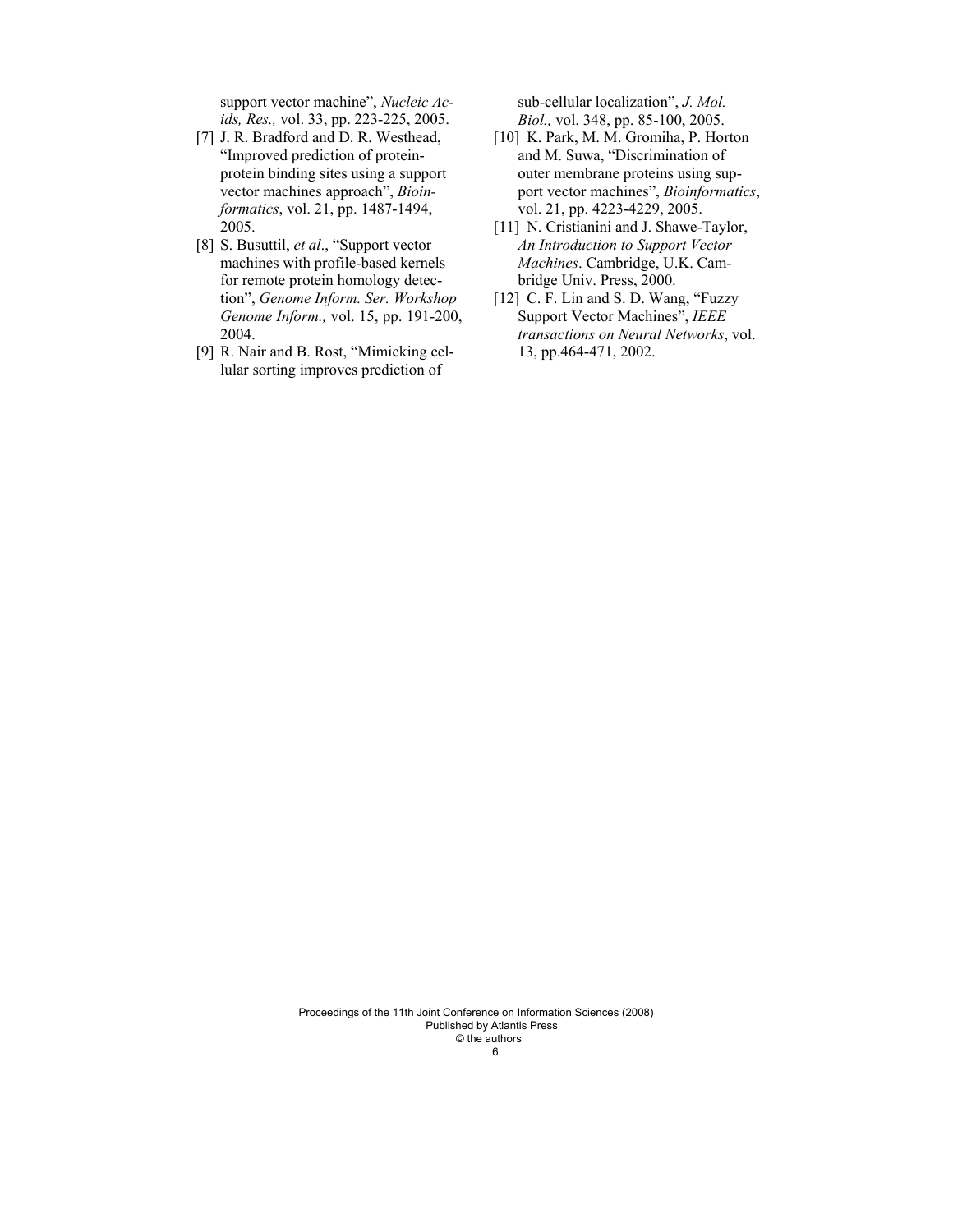support vector machine", *Nucleic Acids, Res.,* vol. 33, pp. 223-225, 2005.

[7] J. R. Bradford and D. R. Westhead, "Improved prediction of protein-protein binding sites using a support vector machines approach", *Bioinformatics*, vol. 21, pp. 1487-1494, 2005.

[8] S. Busuttil, *et al*., "Support vector machines with profile-based kernels for remote protein homology detection", *Genome Inform. Ser. Workshop Genome Inform.,* vol. 15, pp. 191-200, 2004.

[9] R. Nair and B. Rost, "Mimicking cellular sorting improves prediction of sub-cellular localization", *J. Mol. Biol.,* vol. 348, pp. 85-100, 2005.

[10] K. Park, M. M. Gromiha, P. Horton and M. Suwa, "Discrimination of outer membrane proteins using support vector machines", *Bioinformatics*, vol. 21, pp. 4223-4229, 2005.

[11] N. Cristianini and J. Shawe-Taylor, *An Introduction to Support Vector Machines*. Cambridge, U.K. Cambridge Univ. Press, 2000.

[12] C. F. Lin and S. D. Wang, "Fuzzy Support Vector Machines", *IEEE transactions on Neural Networks*, vol. 13, pp.464-471, 2002.